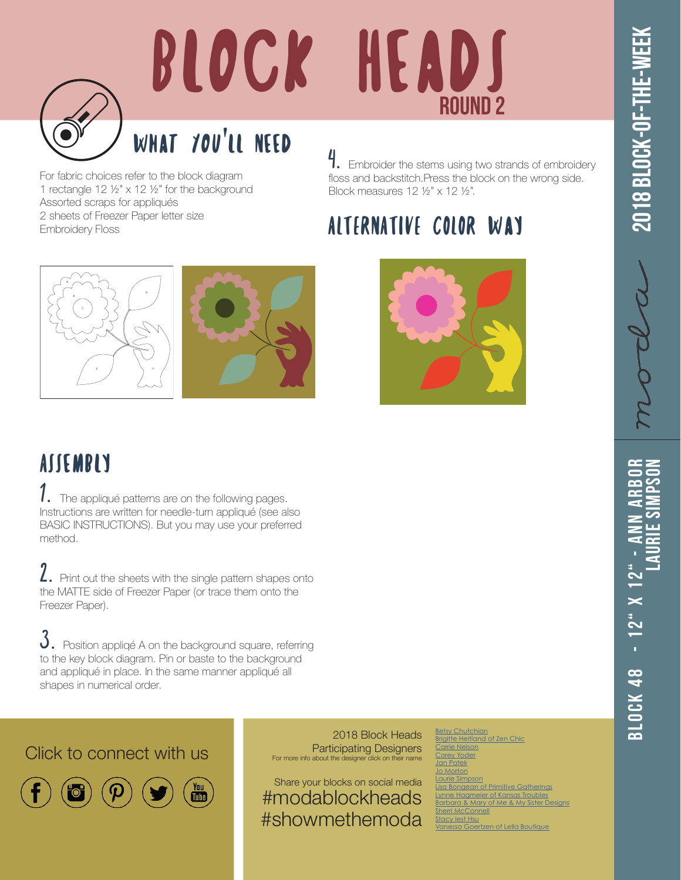# BLOCK HEADS

ROUND 2

## WHAT YOU'LL NEED

For fabric choices refer to the block diagram
1 rectangle 12 ½" x 12 ½" for the background
Assorted scraps for appliqués
2 sheets of Freezer Paper letter size
Embroidery Floss

## ASSEMBLY

1. The appliqué patterns are on the following pages. Instructions are written for needle-turn appliqué (see also BASIC INSTRUCTIONS). But you may use your preferred method.

2. Print out the sheets with the single pattern shapes onto the MATTE side of Freezer Paper (or trace them onto the Freezer Paper).

3. Position appliqé A on the background square, referring to the key block diagram. Pin or baste to the background and appliqué in place. In the same manner appliqué all shapes in numerical order.

4. Embroider the stems using two strands of embroidery floss and backstitch.Press the block on the wrong side. Block measures 12 ½" x 12 ½".

## ALTERNATIVE COLOR WAY

2018 BLOCK-OF-THE-WEEK

BLOCK 48 - 12" X 12" - ANN ARBOR
LAURIE SIMPSON

Click to connect with us

2018 Block Heads Participating Designers
For more info about the designer click on their name

Share your blocks on social media
#modablockheads
#showmethemoda

Betsy Chutchian
Brigitte Heitland of Zen Chic
Carrie Nelson
Corey Yoder
Jan Patek
Jo Morton
Laurie Simpson
Lisa Bongean of Primitive Gatherings
Lynne Hagmeier of Kansas Troubles
Barbara & Mary of Me & My Sister Designs
Sherri McConnell
Stacy Iest Hsu
Vanessa Goertzen of Lella Boutique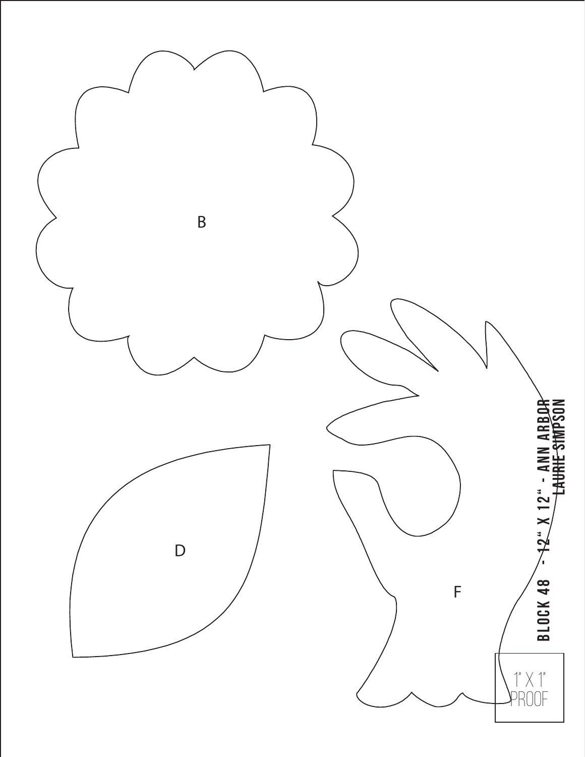B

D

F

BLOCK 48 - 12" X 12" - ANN ARBOR
LAURIE SIMPSON

1" X 1"
PROOF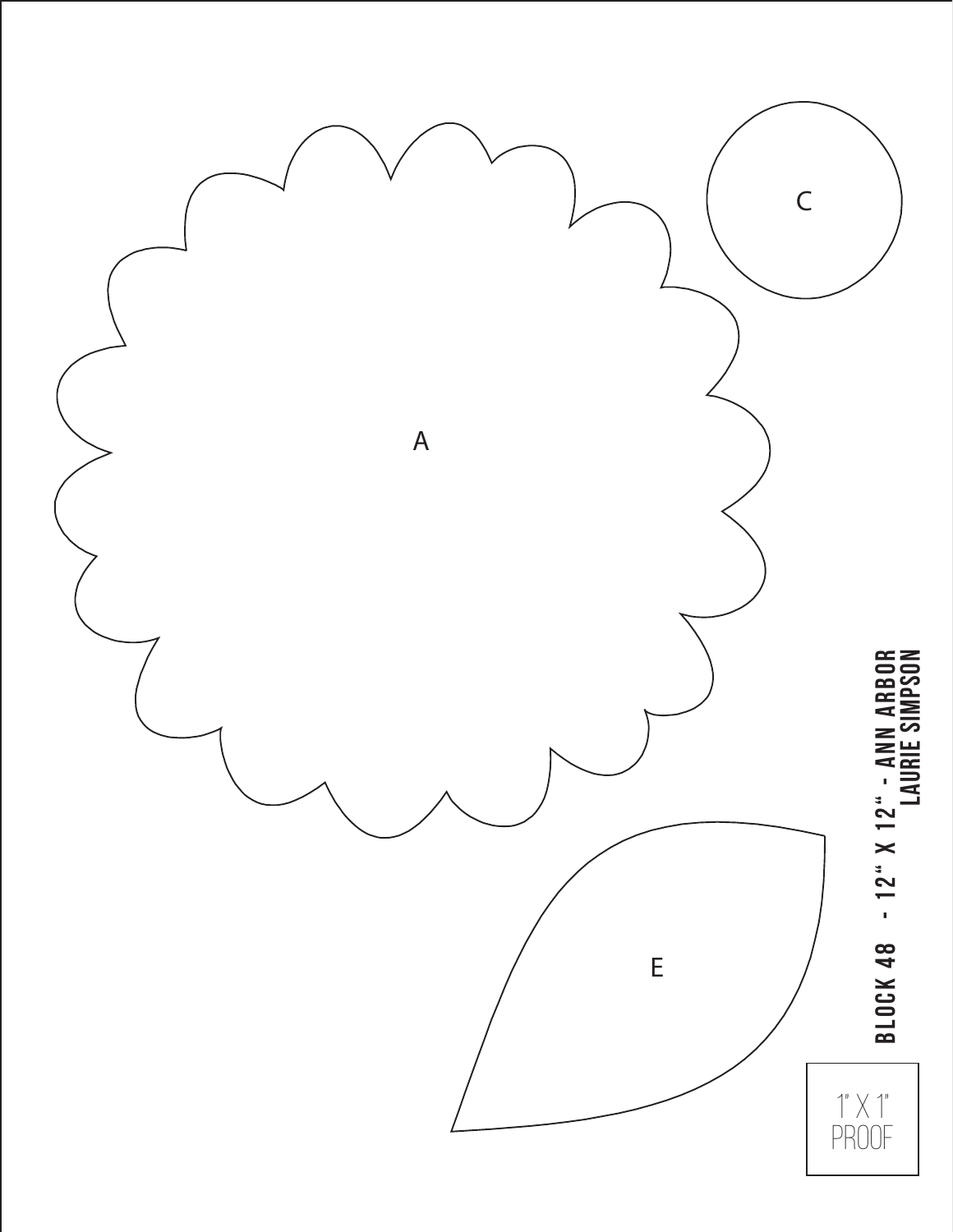A

C

E

BLOCK 48 - 12" X 12" - ANN ARBOR
LAURIE SIMPSON

1" X 1"
PROOF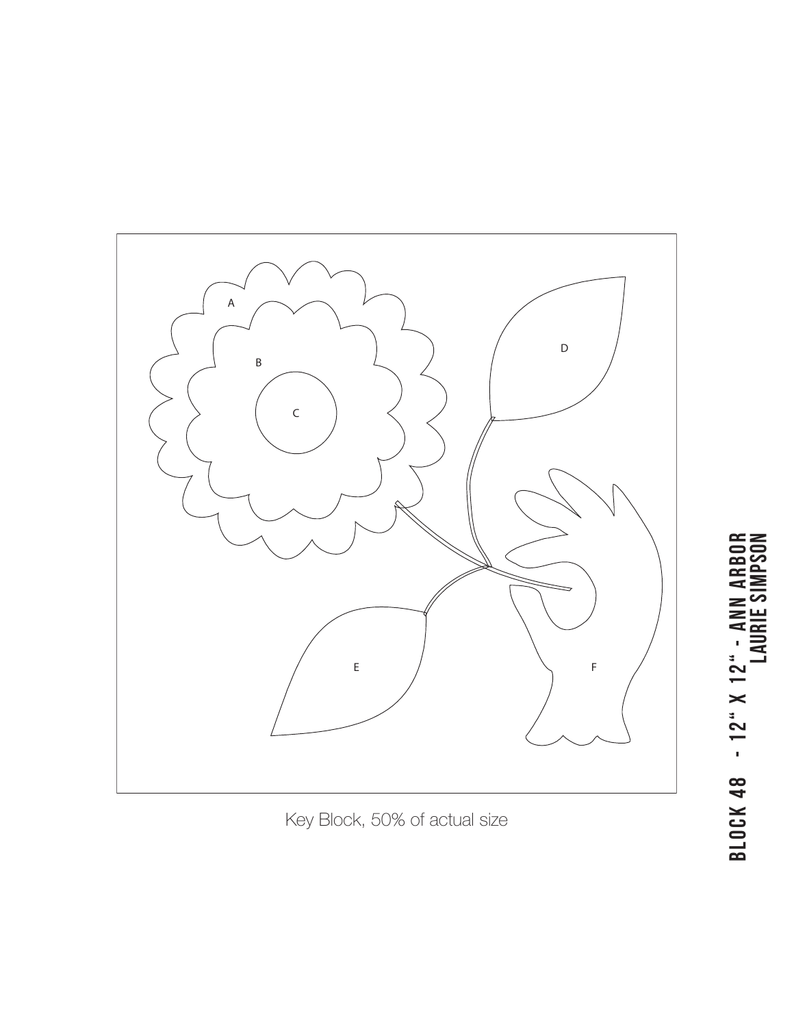A

B

C

D

E

F

Key Block, 50% of actual size

**BLOCK 48 - 12" X 12" - ANN ARBOR**
**LAURIE SIMPSON**